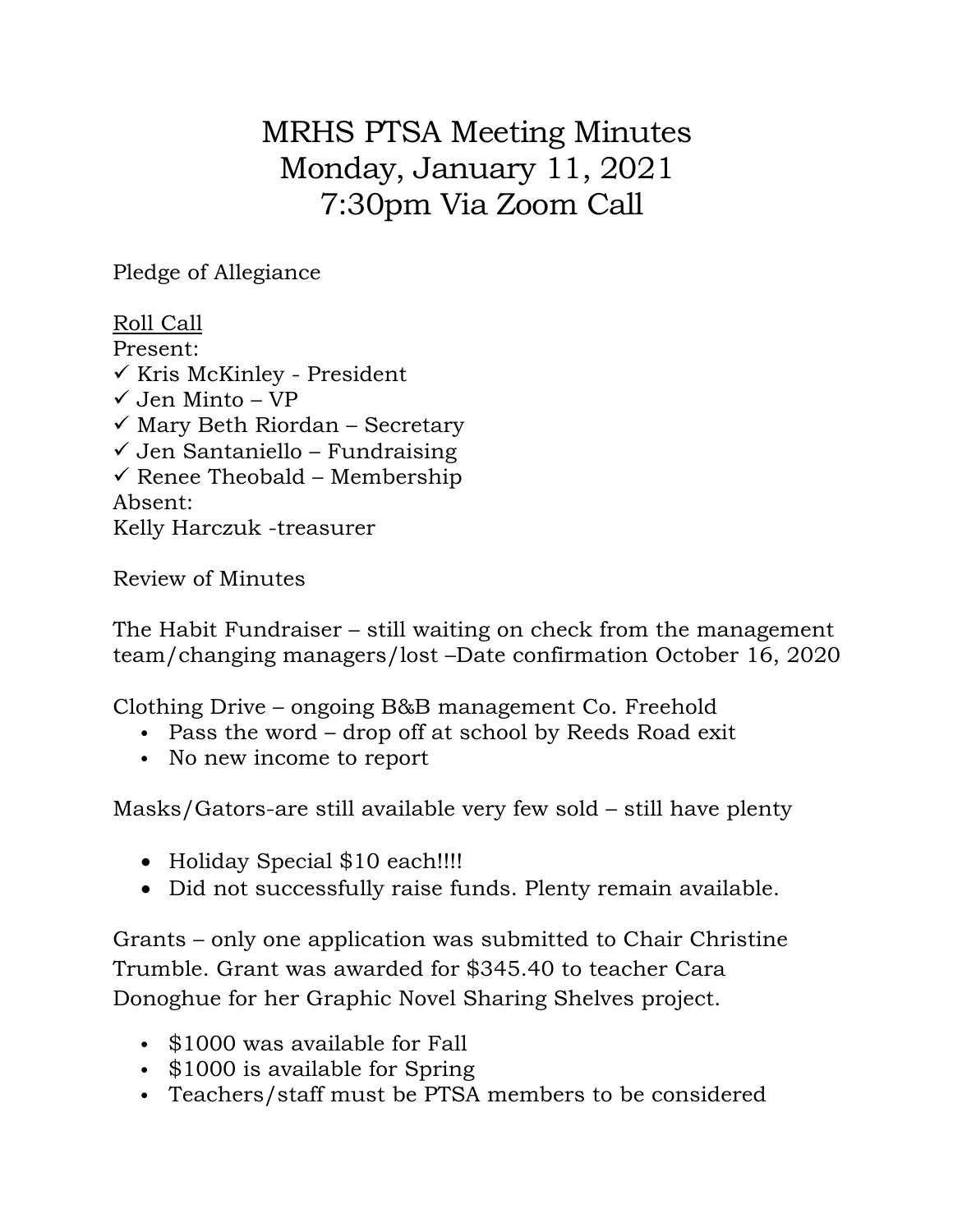# MRHS PTSA Meeting Minutes
# Monday, January 11, 2021
# 7:30pm Via Zoom Call

Pledge of Allegiance

<u>Roll Call</u>

Present:

✓ Kris McKinley - President
✓ Jen Minto – VP
✓ Mary Beth Riordan – Secretary
✓ Jen Santaniello – Fundraising
✓ Renee Theobald – Membership

Absent:

Kelly Harczuk -treasurer

Review of Minutes

The Habit Fundraiser – still waiting on check from the management team/changing managers/lost –Date confirmation October 16, 2020

Clothing Drive – ongoing B&B management Co. Freehold

- Pass the word – drop off at school by Reeds Road exit
- No new income to report

Masks/Gators-are still available very few sold – still have plenty

- Holiday Special $10 each!!!!
- Did not successfully raise funds. Plenty remain available.

Grants – only one application was submitted to Chair Christine Trumble. Grant was awarded for $345.40 to teacher Cara Donoghue for her Graphic Novel Sharing Shelves project.

- $1000 was available for Fall
- $1000 is available for Spring
- Teachers/staff must be PTSA members to be considered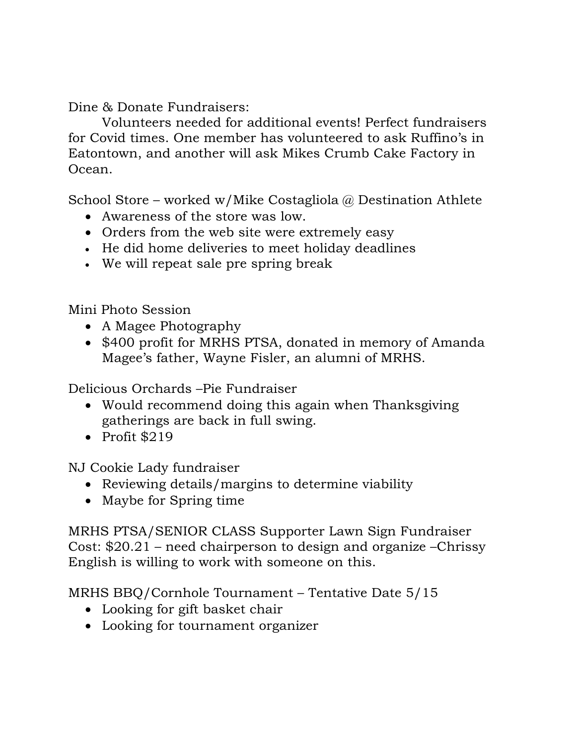Dine & Donate Fundraisers:

Volunteers needed for additional events! Perfect fundraisers for Covid times. One member has volunteered to ask Ruffino's in Eatontown, and another will ask Mikes Crumb Cake Factory in Ocean.

School Store – worked w/Mike Costagliola @ Destination Athlete

- Awareness of the store was low.
- Orders from the web site were extremely easy
- He did home deliveries to meet holiday deadlines
- We will repeat sale pre spring break

Mini Photo Session

- A Magee Photography
- $400 profit for MRHS PTSA, donated in memory of Amanda Magee's father, Wayne Fisler, an alumni of MRHS.

Delicious Orchards –Pie Fundraiser

- Would recommend doing this again when Thanksgiving gatherings are back in full swing.
- Profit $219

NJ Cookie Lady fundraiser

- Reviewing details/margins to determine viability
- Maybe for Spring time

MRHS PTSA/SENIOR CLASS Supporter Lawn Sign Fundraiser Cost: $20.21 – need chairperson to design and organize –Chrissy English is willing to work with someone on this.

MRHS BBQ/Cornhole Tournament – Tentative Date 5/15

- Looking for gift basket chair
- Looking for tournament organizer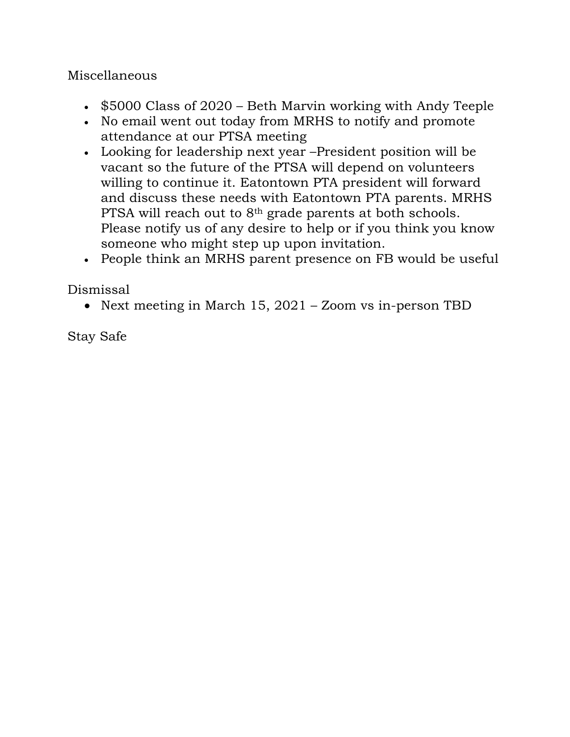Miscellaneous

- $5000 Class of 2020 – Beth Marvin working with Andy Teeple
- No email went out today from MRHS to notify and promote attendance at our PTSA meeting
- Looking for leadership next year –President position will be vacant so the future of the PTSA will depend on volunteers willing to continue it. Eatontown PTA president will forward and discuss these needs with Eatontown PTA parents. MRHS PTSA will reach out to 8th grade parents at both schools. Please notify us of any desire to help or if you think you know someone who might step up upon invitation.
- People think an MRHS parent presence on FB would be useful

Dismissal

- Next meeting in March 15, 2021 – Zoom vs in-person TBD

Stay Safe